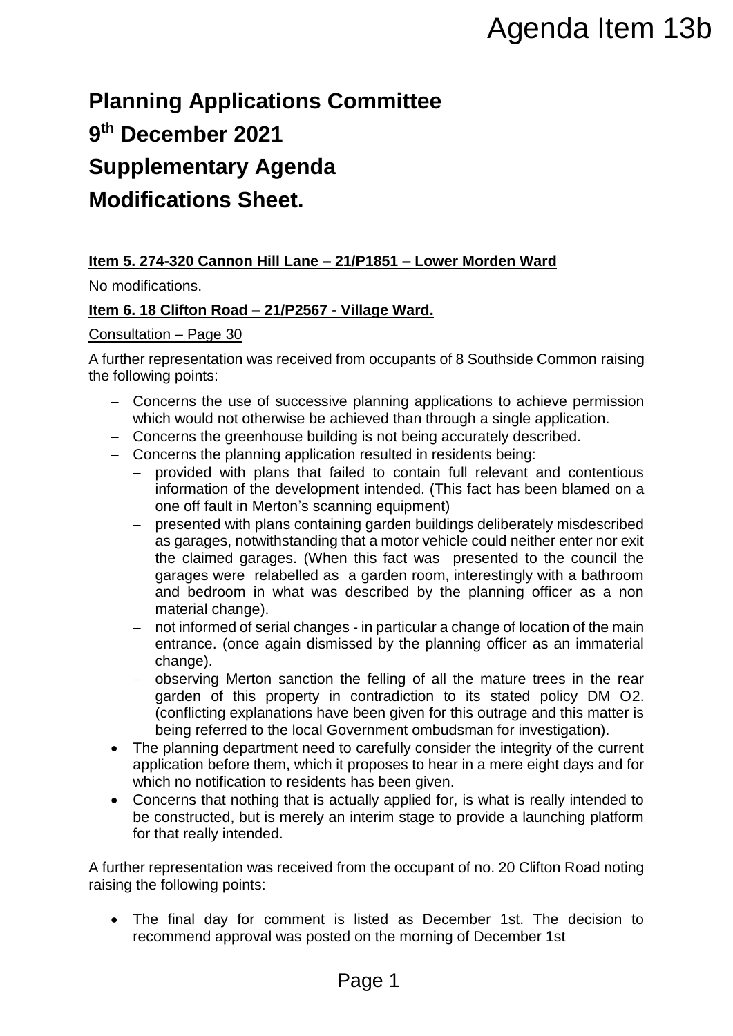# Agenda Item 13b

# Planning Applications Committee

# 9th December 2021

# Supplementary Agenda

# Modifications Sheet.

**Item 5. 274-320 Cannon Hill Lane – 21/P1851 – Lower Morden Ward**

No modifications.

**Item 6. 18 Clifton Road – 21/P2567 - Village Ward.**

Consultation – Page 30

A further representation was received from occupants of 8 Southside Common raising the following points:

- Concerns the use of successive planning applications to achieve permission which would not otherwise be achieved than through a single application.
- Concerns the greenhouse building is not being accurately described.
- Concerns the planning application resulted in residents being:
  - provided with plans that failed to contain full relevant and contentious information of the development intended. (This fact has been blamed on a one off fault in Merton's scanning equipment)
  - presented with plans containing garden buildings deliberately misdescribed as garages, notwithstanding that a motor vehicle could neither enter nor exit the claimed garages. (When this fact was presented to the council the garages were relabelled as a garden room, interestingly with a bathroom and bedroom in what was described by the planning officer as a non material change).
  - not informed of serial changes - in particular a change of location of the main entrance. (once again dismissed by the planning officer as an immaterial change).
  - observing Merton sanction the felling of all the mature trees in the rear garden of this property in contradiction to its stated policy DM O2. (conflicting explanations have been given for this outrage and this matter is being referred to the local Government ombudsman for investigation).
- The planning department need to carefully consider the integrity of the current application before them, which it proposes to hear in a mere eight days and for which no notification to residents has been given.
- Concerns that nothing that is actually applied for, is what is really intended to be constructed, but is merely an interim stage to provide a launching platform for that really intended.

A further representation was received from the occupant of no. 20 Clifton Road noting raising the following points:

- The final day for comment is listed as December 1st. The decision to recommend approval was posted on the morning of December 1st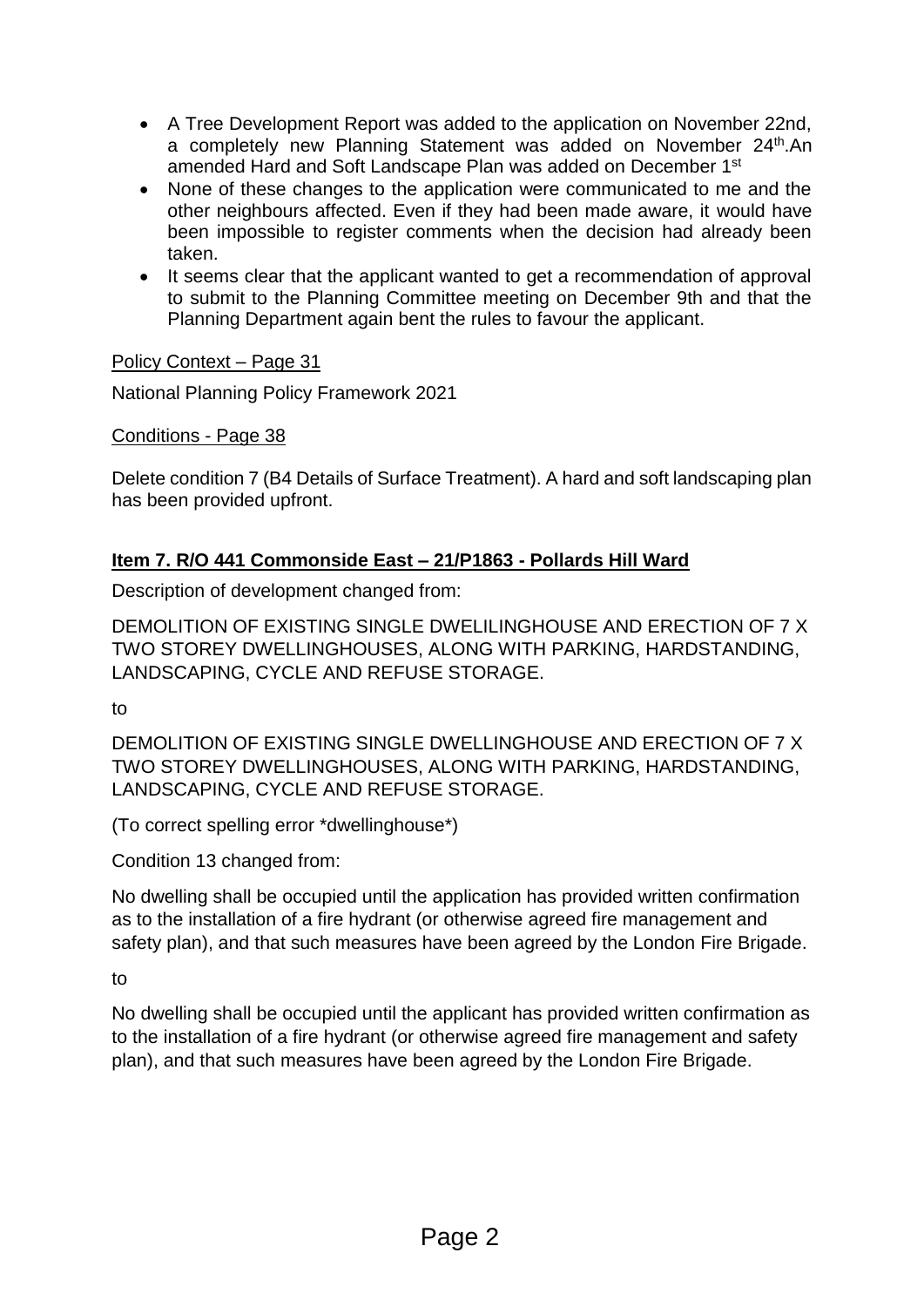- A Tree Development Report was added to the application on November 22nd, a completely new Planning Statement was added on November 24th.An amended Hard and Soft Landscape Plan was added on December 1st
- None of these changes to the application were communicated to me and the other neighbours affected. Even if they had been made aware, it would have been impossible to register comments when the decision had already been taken.
- It seems clear that the applicant wanted to get a recommendation of approval to submit to the Planning Committee meeting on December 9th and that the Planning Department again bent the rules to favour the applicant.

Policy Context – Page 31

National Planning Policy Framework 2021

Conditions - Page 38

Delete condition 7 (B4 Details of Surface Treatment). A hard and soft landscaping plan has been provided upfront.

**Item 7. R/O 441 Commonside East – 21/P1863 - Pollards Hill Ward**

Description of development changed from:

DEMOLITION OF EXISTING SINGLE DWELILINGHOUSE AND ERECTION OF 7 X TWO STOREY DWELLINGHOUSES, ALONG WITH PARKING, HARDSTANDING, LANDSCAPING, CYCLE AND REFUSE STORAGE.

to

DEMOLITION OF EXISTING SINGLE DWELLINGHOUSE AND ERECTION OF 7 X TWO STOREY DWELLINGHOUSES, ALONG WITH PARKING, HARDSTANDING, LANDSCAPING, CYCLE AND REFUSE STORAGE.

(To correct spelling error *dwellinghouse*)

Condition 13 changed from:

No dwelling shall be occupied until the application has provided written confirmation as to the installation of a fire hydrant (or otherwise agreed fire management and safety plan), and that such measures have been agreed by the London Fire Brigade.

to

No dwelling shall be occupied until the applicant has provided written confirmation as to the installation of a fire hydrant (or otherwise agreed fire management and safety plan), and that such measures have been agreed by the London Fire Brigade.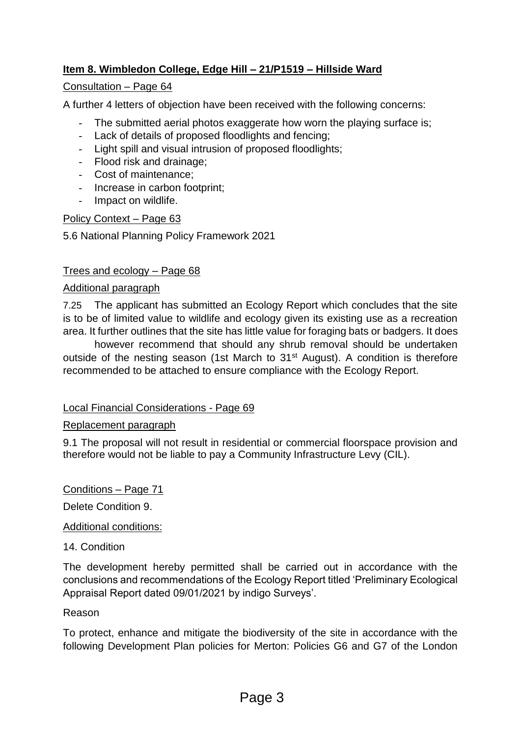**<u>Item 8. Wimbledon College, Edge Hill – 21/P1519 – Hillside Ward</u>**

<u>Consultation – Page 64</u>

A further 4 letters of objection have been received with the following concerns:

- The submitted aerial photos exaggerate how worn the playing surface is;
- Lack of details of proposed floodlights and fencing;
- Light spill and visual intrusion of proposed floodlights;
- Flood risk and drainage;
- Cost of maintenance;
- Increase in carbon footprint;
- Impact on wildlife.

<u>Policy Context – Page 63</u>

5.6 National Planning Policy Framework 2021

<u>Trees and ecology – Page 68</u>

<u>Additional paragraph</u>

7.25 The applicant has submitted an Ecology Report which concludes that the site is to be of limited value to wildlife and ecology given its existing use as a recreation area. It further outlines that the site has little value for foraging bats or badgers. It does however recommend that should any shrub removal should be undertaken outside of the nesting season (1st March to 31st August). A condition is therefore recommended to be attached to ensure compliance with the Ecology Report.

<u>Local Financial Considerations - Page 69</u>

<u>Replacement paragraph</u>

9.1 The proposal will not result in residential or commercial floorspace provision and therefore would not be liable to pay a Community Infrastructure Levy (CIL).

<u>Conditions – Page 71</u>

Delete Condition 9.

<u>Additional conditions:</u>

14. Condition

The development hereby permitted shall be carried out in accordance with the conclusions and recommendations of the Ecology Report titled 'Preliminary Ecological Appraisal Report dated 09/01/2021 by indigo Surveys'.

Reason

To protect, enhance and mitigate the biodiversity of the site in accordance with the following Development Plan policies for Merton: Policies G6 and G7 of the London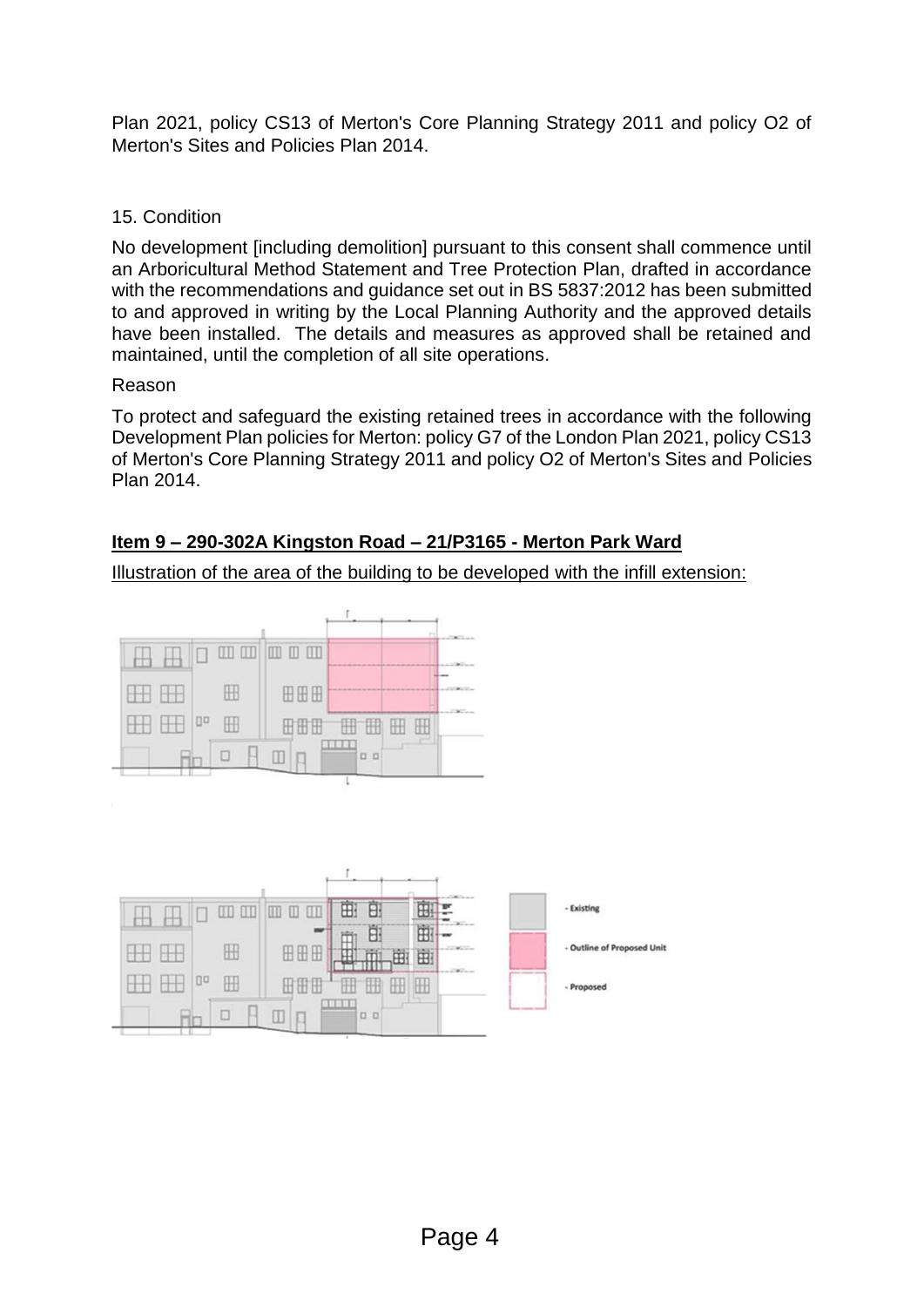Plan 2021, policy CS13 of Merton's Core Planning Strategy 2011 and policy O2 of Merton's Sites and Policies Plan 2014.

15. Condition

No development [including demolition] pursuant to this consent shall commence until an Arboricultural Method Statement and Tree Protection Plan, drafted in accordance with the recommendations and guidance set out in BS 5837:2012 has been submitted to and approved in writing by the Local Planning Authority and the approved details have been installed. The details and measures as approved shall be retained and maintained, until the completion of all site operations.

Reason

To protect and safeguard the existing retained trees in accordance with the following Development Plan policies for Merton: policy G7 of the London Plan 2021, policy CS13 of Merton's Core Planning Strategy 2011 and policy O2 of Merton's Sites and Policies Plan 2014.

**Item 9 – 290-302A Kingston Road – 21/P3165 - Merton Park Ward**

Illustration of the area of the building to be developed with the infill extension:

- Existing
- Outline of Proposed Unit
- Proposed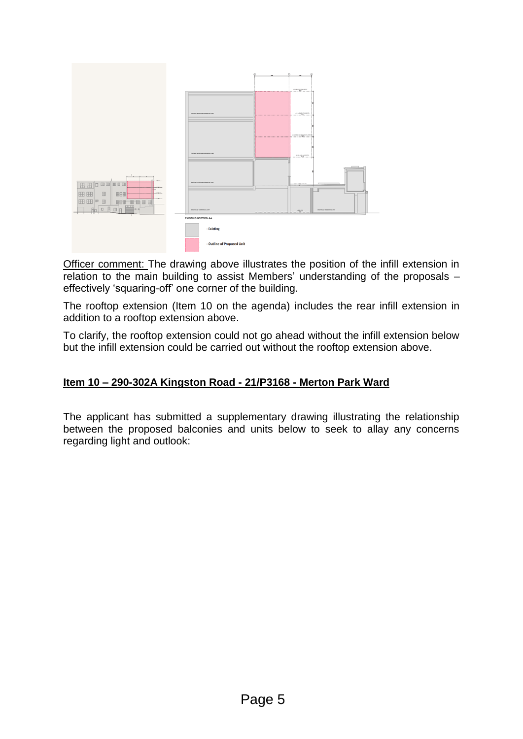EXISTING SECTION AA

- Existing
- Outline of Proposed Unit

Officer comment: The drawing above illustrates the position of the infill extension in relation to the main building to assist Members' understanding of the proposals – effectively 'squaring-off' one corner of the building.

The rooftop extension (Item 10 on the agenda) includes the rear infill extension in addition to a rooftop extension above.

To clarify, the rooftop extension could not go ahead without the infill extension below but the infill extension could be carried out without the rooftop extension above.

**Item 10 – 290-302A Kingston Road - 21/P3168 - Merton Park Ward**

The applicant has submitted a supplementary drawing illustrating the relationship between the proposed balconies and units below to seek to allay any concerns regarding light and outlook: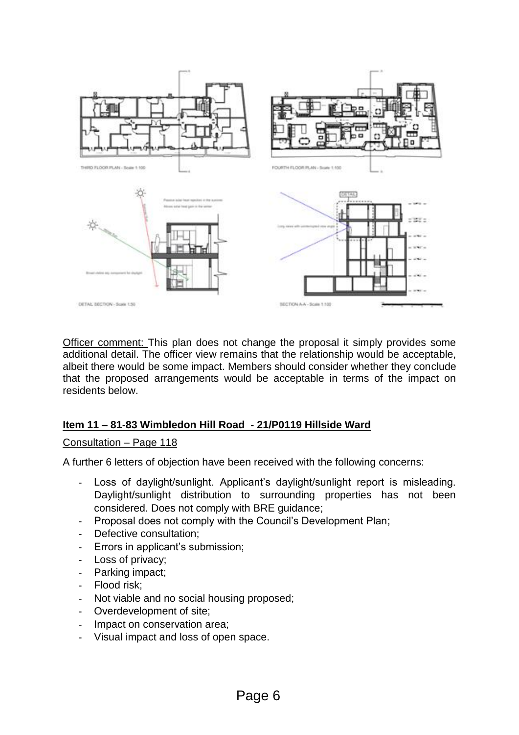THIRD FLOOR PLAN - Scale 1:100

FOURTH FLOOR PLAN - Scale 1:100

DETAIL SECTION - Scale 1:50

SECTION A-A - Scale 1:100

Officer comment: This plan does not change the proposal it simply provides some additional detail. The officer view remains that the relationship would be acceptable, albeit there would be some impact. Members should consider whether they conclude that the proposed arrangements would be acceptable in terms of the impact on residents below.

**Item 11 – 81-83 Wimbledon Hill Road - 21/P0119 Hillside Ward**

Consultation – Page 118

A further 6 letters of objection have been received with the following concerns:

- Loss of daylight/sunlight. Applicant's daylight/sunlight report is misleading. Daylight/sunlight distribution to surrounding properties has not been considered. Does not comply with BRE guidance;
- Proposal does not comply with the Council's Development Plan;
- Defective consultation;
- Errors in applicant's submission;
- Loss of privacy;
- Parking impact;
- Flood risk;
- Not viable and no social housing proposed;
- Overdevelopment of site;
- Impact on conservation area;
- Visual impact and loss of open space.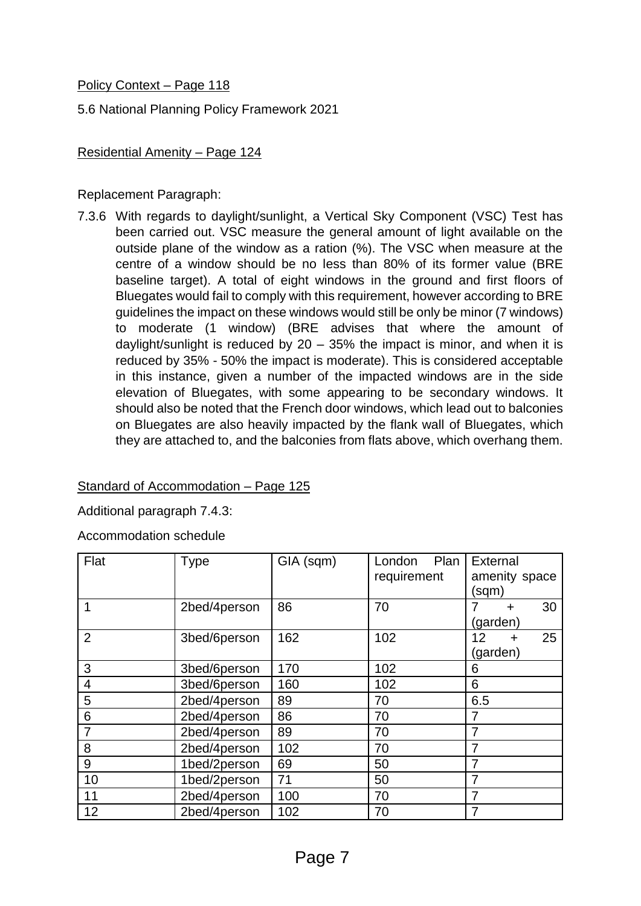<u>Policy Context – Page 118</u>

5.6 National Planning Policy Framework 2021

<u>Residential Amenity – Page 124</u>

Replacement Paragraph:

7.3.6 With regards to daylight/sunlight, a Vertical Sky Component (VSC) Test has been carried out. VSC measure the general amount of light available on the outside plane of the window as a ration (%). The VSC when measure at the centre of a window should be no less than 80% of its former value (BRE baseline target). A total of eight windows in the ground and first floors of Bluegates would fail to comply with this requirement, however according to BRE guidelines the impact on these windows would still be only be minor (7 windows) to moderate (1 window) (BRE advises that where the amount of daylight/sunlight is reduced by 20 – 35% the impact is minor, and when it is reduced by 35% - 50% the impact is moderate). This is considered acceptable in this instance, given a number of the impacted windows are in the side elevation of Bluegates, with some appearing to be secondary windows. It should also be noted that the French door windows, which lead out to balconies on Bluegates are also heavily impacted by the flank wall of Bluegates, which they are attached to, and the balconies from flats above, which overhang them.

<u>Standard of Accommodation – Page 125</u>

Additional paragraph 7.4.3:

Accommodation schedule

| Flat | Type | GIA (sqm) | London Plan requirement | External amenity space (sqm) |
|---|---|---|---|---|
| 1 | 2bed/4person | 86 | 70 | 7 + 30 (garden) |
| 2 | 3bed/6person | 162 | 102 | 12 + 25 (garden) |
| 3 | 3bed/6person | 170 | 102 | 6 |
| 4 | 3bed/6person | 160 | 102 | 6 |
| 5 | 2bed/4person | 89 | 70 | 6.5 |
| 6 | 2bed/4person | 86 | 70 | 7 |
| 7 | 2bed/4person | 89 | 70 | 7 |
| 8 | 2bed/4person | 102 | 70 | 7 |
| 9 | 1bed/2person | 69 | 50 | 7 |
| 10 | 1bed/2person | 71 | 50 | 7 |
| 11 | 2bed/4person | 100 | 70 | 7 |
| 12 | 2bed/4person | 102 | 70 | 7 |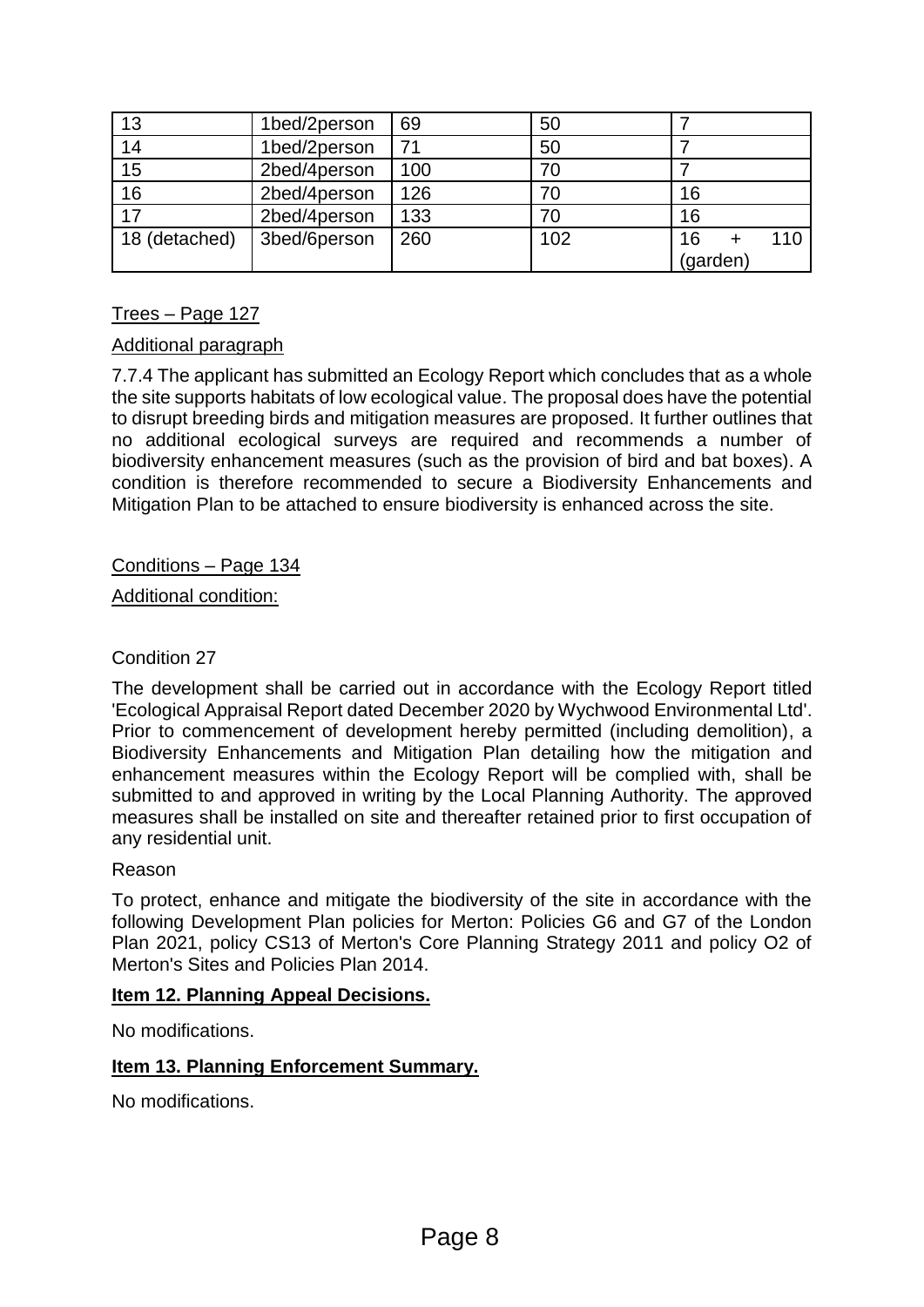| | | | | |
|---|---|---|---|---|
| 13 | 1bed/2person | 69 | 50 | 7 |
| 14 | 1bed/2person | 71 | 50 | 7 |
| 15 | 2bed/4person | 100 | 70 | 7 |
| 16 | 2bed/4person | 126 | 70 | 16 |
| 17 | 2bed/4person | 133 | 70 | 16 |
| 18 (detached) | 3bed/6person | 260 | 102 | 16 + 110 (garden) |

Trees – Page 127

Additional paragraph

7.7.4 The applicant has submitted an Ecology Report which concludes that as a whole the site supports habitats of low ecological value. The proposal does have the potential to disrupt breeding birds and mitigation measures are proposed. It further outlines that no additional ecological surveys are required and recommends a number of biodiversity enhancement measures (such as the provision of bird and bat boxes). A condition is therefore recommended to secure a Biodiversity Enhancements and Mitigation Plan to be attached to ensure biodiversity is enhanced across the site.

Conditions – Page 134

Additional condition:

Condition 27

The development shall be carried out in accordance with the Ecology Report titled 'Ecological Appraisal Report dated December 2020 by Wychwood Environmental Ltd'. Prior to commencement of development hereby permitted (including demolition), a Biodiversity Enhancements and Mitigation Plan detailing how the mitigation and enhancement measures within the Ecology Report will be complied with, shall be submitted to and approved in writing by the Local Planning Authority. The approved measures shall be installed on site and thereafter retained prior to first occupation of any residential unit.

Reason

To protect, enhance and mitigate the biodiversity of the site in accordance with the following Development Plan policies for Merton: Policies G6 and G7 of the London Plan 2021, policy CS13 of Merton's Core Planning Strategy 2011 and policy O2 of Merton's Sites and Policies Plan 2014.

**Item 12. Planning Appeal Decisions.**

No modifications.

**Item 13. Planning Enforcement Summary.**

No modifications.